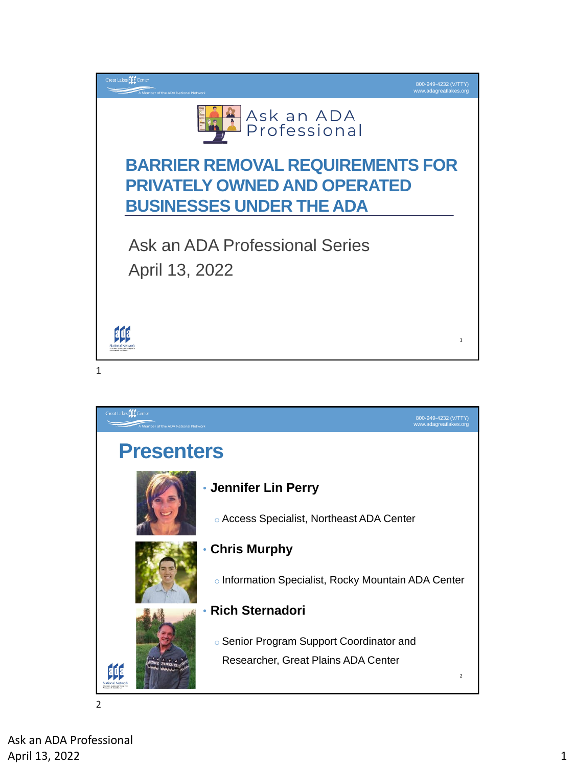Ask an ADA Professional

# BARRIER REMOVAL REQUIREMENTS FOR PRIVATELY OWNED AND OPERATED BUSINESSES UNDER THE ADA

Ask an ADA Professional Series

April 13, 2022

## Presenters

- **Jennifer Lin Perry**
  - Access Specialist, Northeast ADA Center
- **Chris Murphy**
  - Information Specialist, Rocky Mountain ADA Center
- **Rich Sternadori**
  - Senior Program Support Coordinator and Researcher, Great Plains ADA Center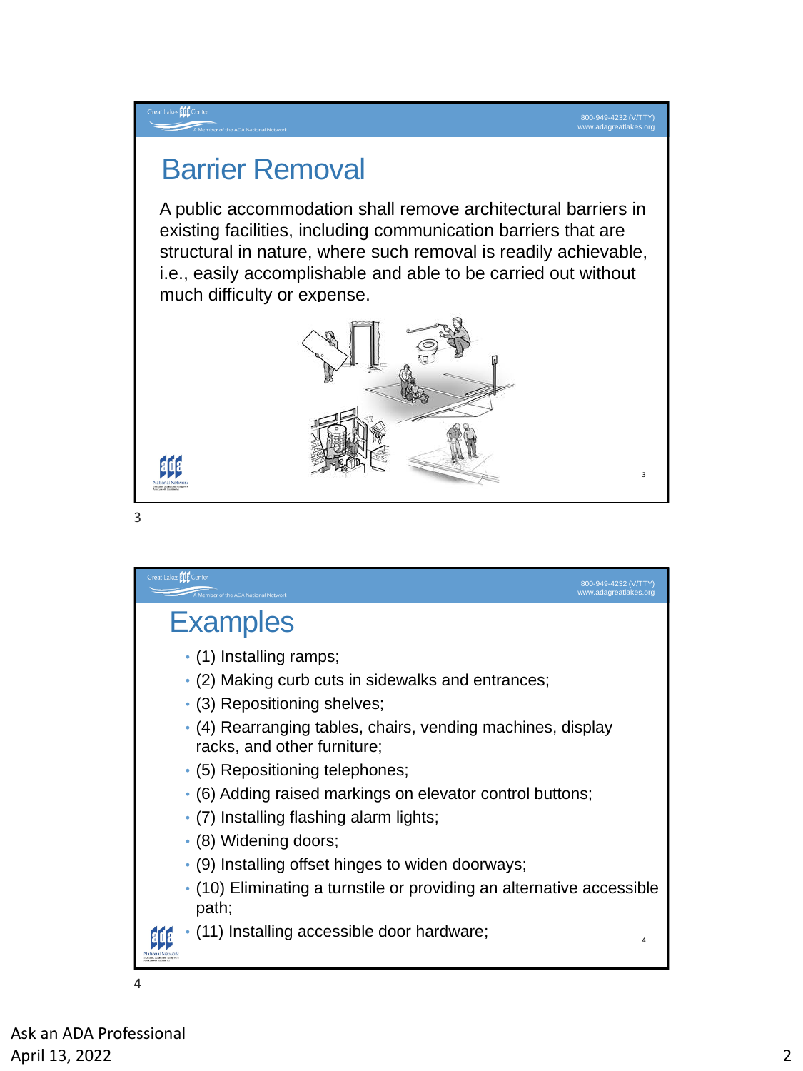## Barrier Removal

A public accommodation shall remove architectural barriers in existing facilities, including communication barriers that are structural in nature, where such removal is readily achievable, i.e., easily accomplishable and able to be carried out without much difficulty or expense.

## Examples

- (1) Installing ramps;
- (2) Making curb cuts in sidewalks and entrances;
- (3) Repositioning shelves;
- (4) Rearranging tables, chairs, vending machines, display racks, and other furniture;
- (5) Repositioning telephones;
- (6) Adding raised markings on elevator control buttons;
- (7) Installing flashing alarm lights;
- (8) Widening doors;
- (9) Installing offset hinges to widen doorways;
- (10) Eliminating a turnstile or providing an alternative accessible path;
- (11) Installing accessible door hardware;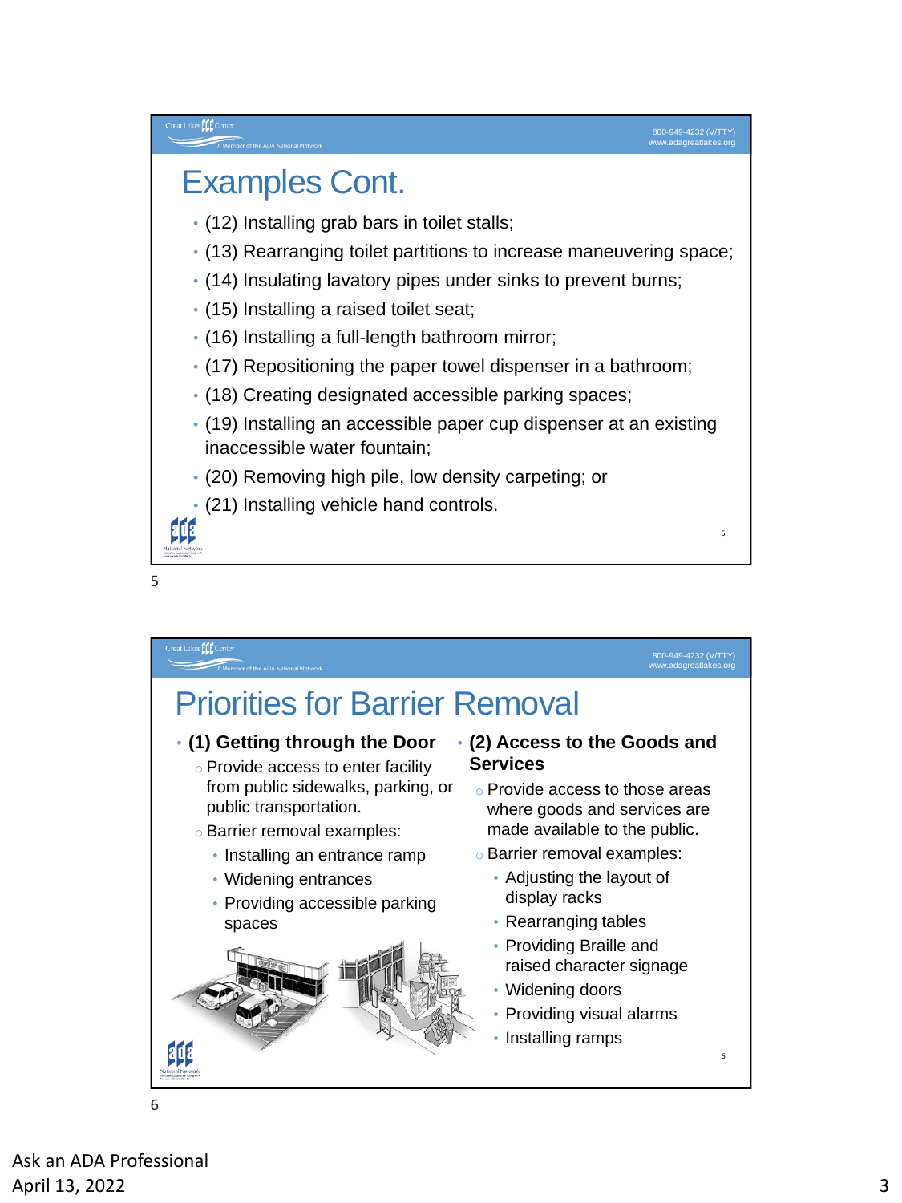## Examples Cont.

- (12) Installing grab bars in toilet stalls;
- (13) Rearranging toilet partitions to increase maneuvering space;
- (14) Insulating lavatory pipes under sinks to prevent burns;
- (15) Installing a raised toilet seat;
- (16) Installing a full-length bathroom mirror;
- (17) Repositioning the paper towel dispenser in a bathroom;
- (18) Creating designated accessible parking spaces;
- (19) Installing an accessible paper cup dispenser at an existing inaccessible water fountain;
- (20) Removing high pile, low density carpeting; or
- (21) Installing vehicle hand controls.

## Priorities for Barrier Removal

- **(1) Getting through the Door**
  - Provide access to enter facility from public sidewalks, parking, or public transportation.
  - Barrier removal examples:
    - Installing an entrance ramp
    - Widening entrances
    - Providing accessible parking spaces
- **(2) Access to the Goods and Services**
  - Provide access to those areas where goods and services are made available to the public.
  - Barrier removal examples:
    - Adjusting the layout of display racks
    - Rearranging tables
    - Providing Braille and raised character signage
    - Widening doors
    - Providing visual alarms
    - Installing ramps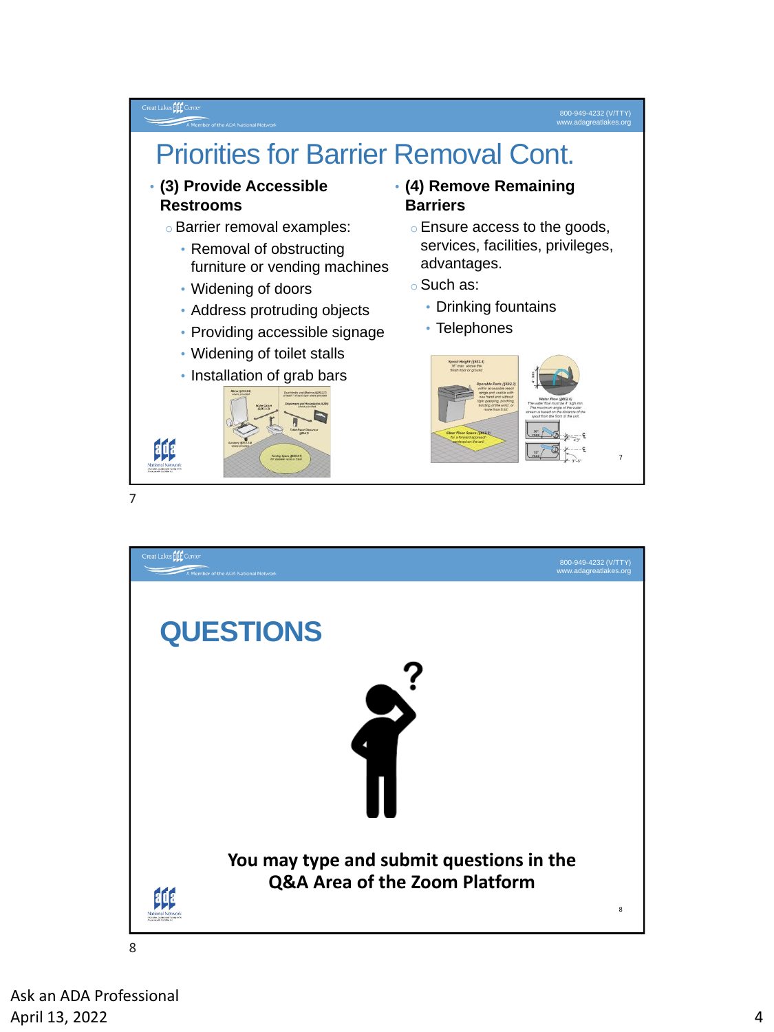## Priorities for Barrier Removal Cont.

- **(3) Provide Accessible Restrooms**
  - Barrier removal examples:
    - Removal of obstructing furniture or vending machines
    - Widening of doors
    - Address protruding objects
    - Providing accessible signage
    - Widening of toilet stalls
    - Installation of grab bars
- **(4) Remove Remaining Barriers**
  - Ensure access to the goods, services, facilities, privileges, advantages.
  - Such as:
    - Drinking fountains
    - Telephones

## QUESTIONS

**You may type and submit questions in the Q&A Area of the Zoom Platform**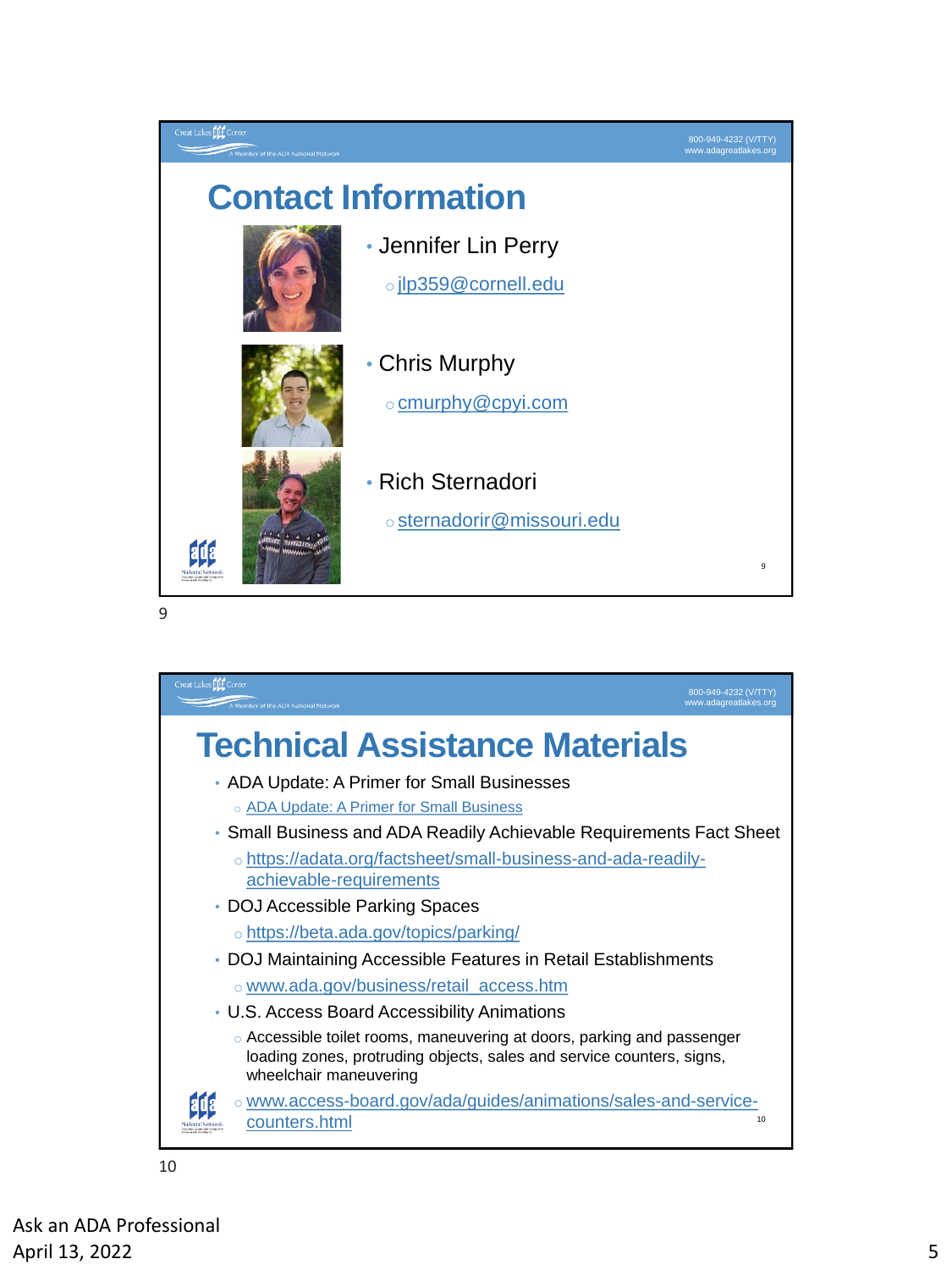## Contact Information

- Jennifer Lin Perry
  - jlp359@cornell.edu
- Chris Murphy
  - cmurphy@cpyi.com
- Rich Sternadori
  - sternadorir@missouri.edu

## Technical Assistance Materials

- ADA Update: A Primer for Small Businesses
  - ADA Update: A Primer for Small Business
- Small Business and ADA Readily Achievable Requirements Fact Sheet
  - https://adata.org/factsheet/small-business-and-ada-readily-achievable-requirements
- DOJ Accessible Parking Spaces
  - https://beta.ada.gov/topics/parking/
- DOJ Maintaining Accessible Features in Retail Establishments
  - www.ada.gov/business/retail_access.htm
- U.S. Access Board Accessibility Animations
  - Accessible toilet rooms, maneuvering at doors, parking and passenger loading zones, protruding objects, sales and service counters, signs, wheelchair maneuvering
  - www.access-board.gov/ada/guides/animations/sales-and-service-counters.html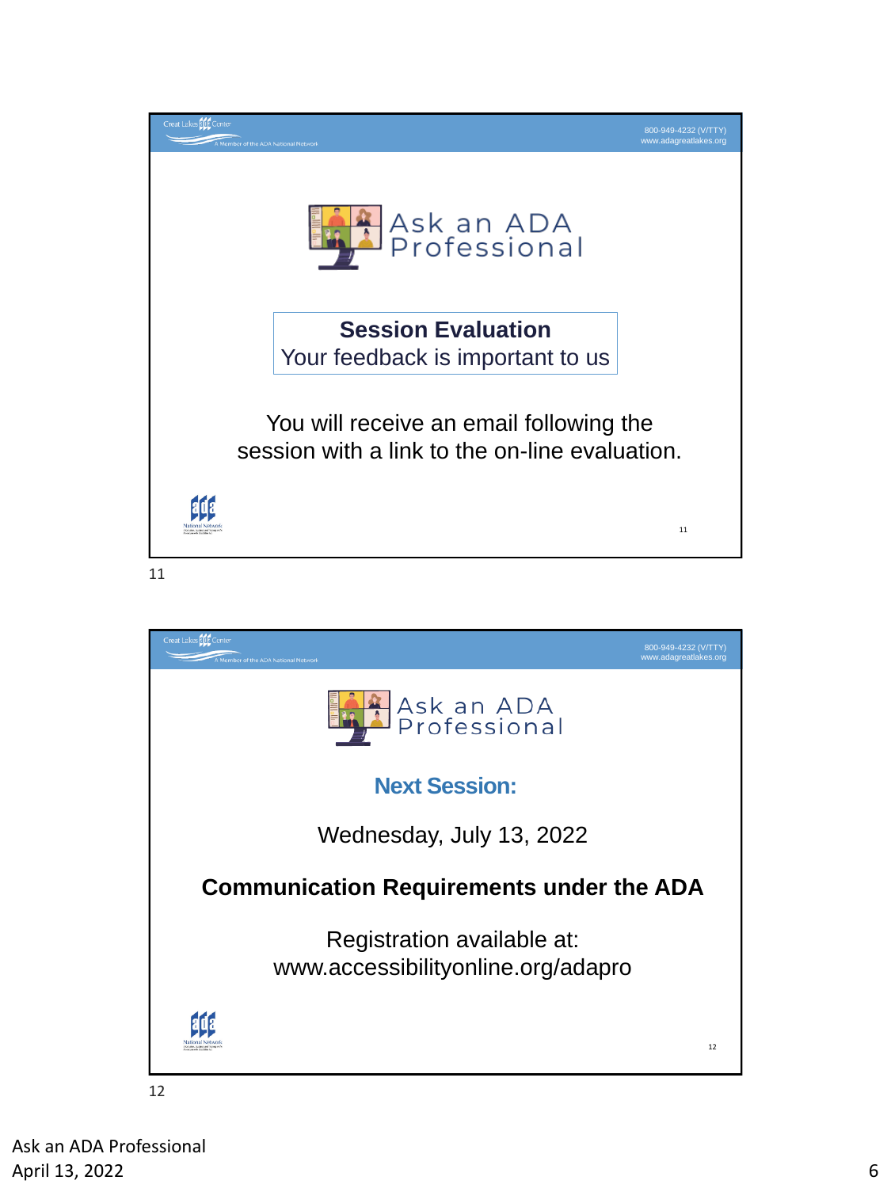Great Lakes ADA Center
A Member of the ADA National Network

800-949-4232 (V/TTY)
www.adagreatlakes.org

Ask an ADA Professional

**Session Evaluation**
Your feedback is important to us

You will receive an email following the session with a link to the on-line evaluation.

ADA National Network

---

Great Lakes ADA Center
A Member of the ADA National Network

800-949-4232 (V/TTY)
www.adagreatlakes.org

Ask an ADA Professional

**Next Session:**

Wednesday, July 13, 2022

**Communication Requirements under the ADA**

Registration available at:
www.accessibilityonline.org/adapro

ADA National Network